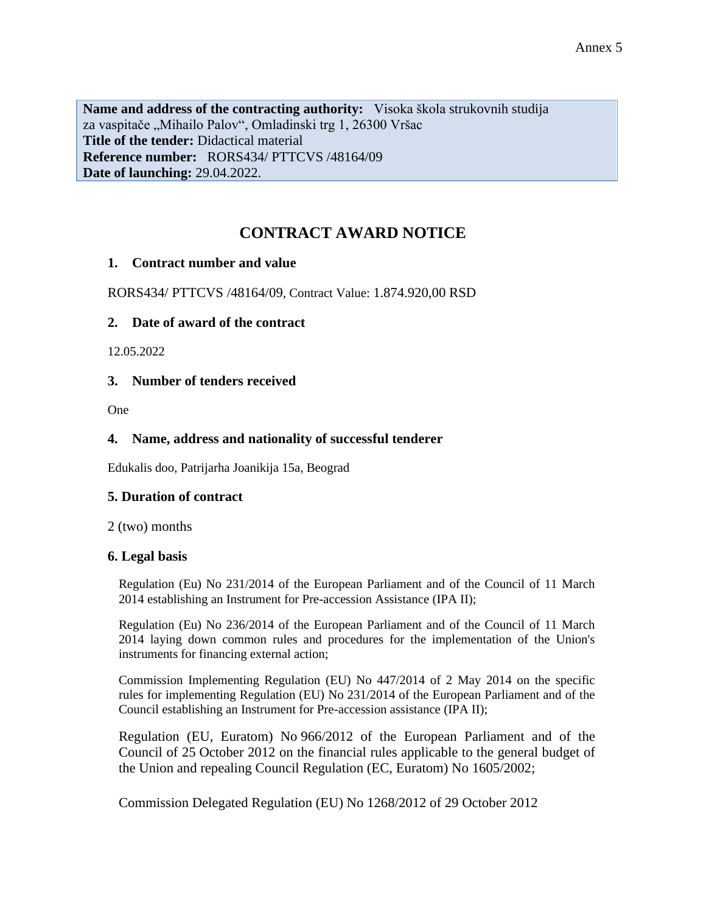Annex 5

**Name and address of the contracting authority:** Visoka škola strukovnih studija za vaspitače „Mihailo Palov“, Omladinski trg 1, 26300 Vršac
**Title of the tender:** Didactical material
**Reference number:** RORS434/ PTTCVS /48164/09
**Date of launching:** 29.04.2022.

# CONTRACT AWARD NOTICE

## 1. Contract number and value

RORS434/ PTTCVS /48164/09, Contract Value: 1.874.920,00 RSD

## 2. Date of award of the contract

12.05.2022

## 3. Number of tenders received

One

## 4. Name, address and nationality of successful tenderer

Edukalis doo, Patrijarha Joanikija 15a, Beograd

## 5. Duration of contract

2 (two) months

## 6. Legal basis

Regulation (Eu) No 231/2014 of the European Parliament and of the Council of 11 March 2014 establishing an Instrument for Pre-accession Assistance (IPA II);

Regulation (Eu) No 236/2014 of the European Parliament and of the Council of 11 March 2014 laying down common rules and procedures for the implementation of the Union's instruments for financing external action;

Commission Implementing Regulation (EU) No 447/2014 of 2 May 2014 on the specific rules for implementing Regulation (EU) No 231/2014 of the European Parliament and of the Council establishing an Instrument for Pre-accession assistance (IPA II);

Regulation (EU, Euratom) No 966/2012 of the European Parliament and of the Council of 25 October 2012 on the financial rules applicable to the general budget of the Union and repealing Council Regulation (EC, Euratom) No 1605/2002;

Commission Delegated Regulation (EU) No 1268/2012 of 29 October 2012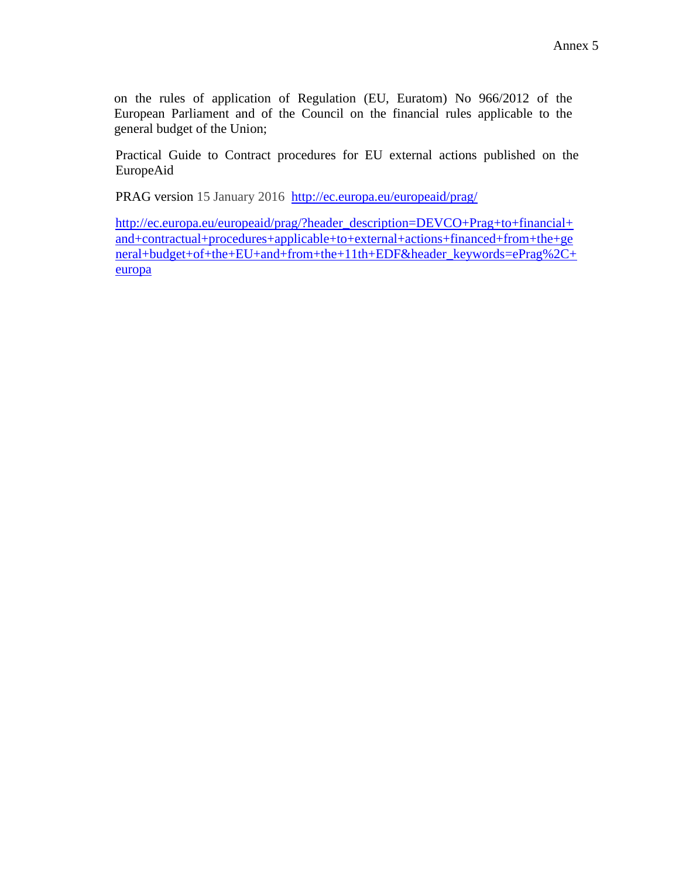on the rules of application of Regulation (EU, Euratom) No 966/2012 of the European Parliament and of the Council on the financial rules applicable to the general budget of the Union;

Practical Guide to Contract procedures for EU external actions published on the EuropeAid

PRAG version 15 January 2016 http://ec.europa.eu/europeaid/prag/

http://ec.europa.eu/europeaid/prag/?header_description=DEVCO+Prag+to+financial+and+contractual+procedures+applicable+to+external+actions+financed+from+the+general+budget+of+the+EU+and+from+the+11th+EDF&header_keywords=ePrag%2C+europa